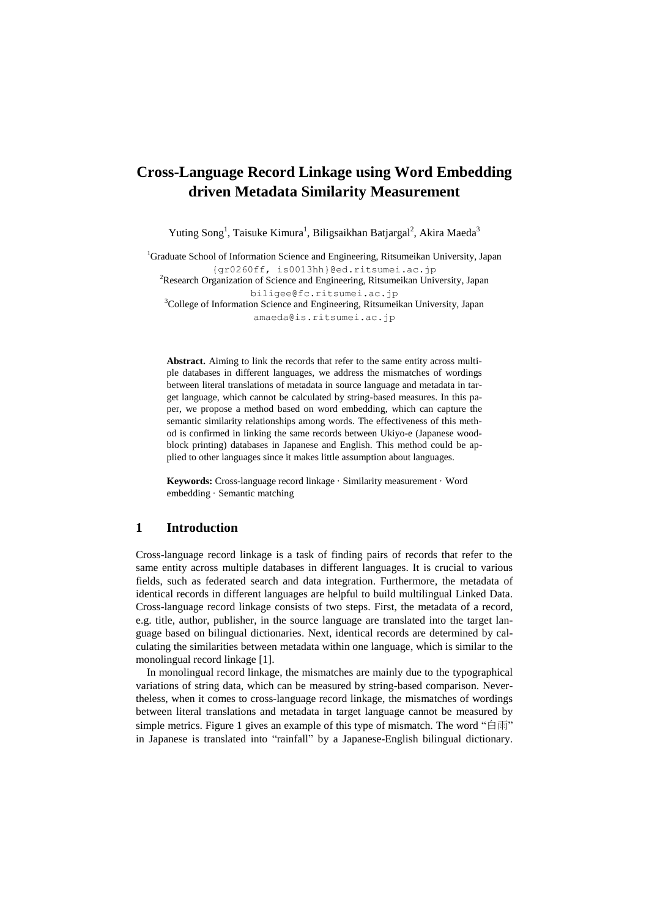# Cross-Language Record Linkage using Word Embedding driven Metadata Similarity Measurement

Yuting Song[1], Taisuke Kimura[1], Biligsaikhan Batjargal[2], Akira Maeda[3]

[1]Graduate School of Information Science and Engineering, Ritsumeikan University, Japan
{gr0260ff, is0013hh}@ed.ritsumei.ac.jp
[2]Research Organization of Science and Engineering, Ritsumeikan University, Japan
biligee@fc.ritsumei.ac.jp
[3]College of Information Science and Engineering, Ritsumeikan University, Japan
amaeda@is.ritsumei.ac.jp

**Abstract.** Aiming to link the records that refer to the same entity across multiple databases in different languages, we address the mismatches of wordings between literal translations of metadata in source language and metadata in target language, which cannot be calculated by string-based measures. In this paper, we propose a method based on word embedding, which can capture the semantic similarity relationships among words. The effectiveness of this method is confirmed in linking the same records between Ukiyo-e (Japanese woodblock printing) databases in Japanese and English. This method could be applied to other languages since it makes little assumption about languages.

**Keywords:** Cross-language record linkage · Similarity measurement · Word embedding · Semantic matching

## 1 Introduction

Cross-language record linkage is a task of finding pairs of records that refer to the same entity across multiple databases in different languages. It is crucial to various fields, such as federated search and data integration. Furthermore, the metadata of identical records in different languages are helpful to build multilingual Linked Data. Cross-language record linkage consists of two steps. First, the metadata of a record, e.g. title, author, publisher, in the source language are translated into the target language based on bilingual dictionaries. Next, identical records are determined by calculating the similarities between metadata within one language, which is similar to the monolingual record linkage [1].

In monolingual record linkage, the mismatches are mainly due to the typographical variations of string data, which can be measured by string-based comparison. Nevertheless, when it comes to cross-language record linkage, the mismatches of wordings between literal translations and metadata in target language cannot be measured by simple metrics. Figure 1 gives an example of this type of mismatch. The word "白雨" in Japanese is translated into "rainfall" by a Japanese-English bilingual dictionary.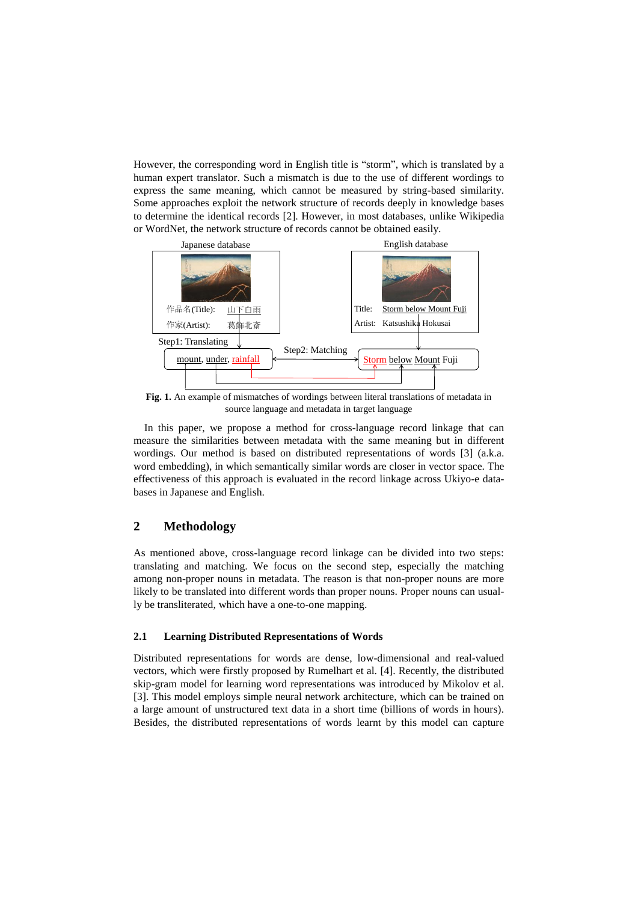However, the corresponding word in English title is "storm", which is translated by a human expert translator. Such a mismatch is due to the use of different wordings to express the same meaning, which cannot be measured by string-based similarity. Some approaches exploit the network structure of records deeply in knowledge bases to determine the identical records [2]. However, in most databases, unlike Wikipedia or WordNet, the network structure of records cannot be obtained easily.

Japanese database

作品名(Title): 山下白雨

作家(Artist): 葛飾北斎

English database

Title: Storm below Mount Fuji

Artist: Katsushika Hokusai

Step1: Translating

Step2: Matching

mount, under, rainfall

Storm below Mount Fuji

**Fig. 1.** An example of mismatches of wordings between literal translations of metadata in source language and metadata in target language

In this paper, we propose a method for cross-language record linkage that can measure the similarities between metadata with the same meaning but in different wordings. Our method is based on distributed representations of words [3] (a.k.a. word embedding), in which semantically similar words are closer in vector space. The effectiveness of this approach is evaluated in the record linkage across Ukiyo-e databases in Japanese and English.

## 2 Methodology

As mentioned above, cross-language record linkage can be divided into two steps: translating and matching. We focus on the second step, especially the matching among non-proper nouns in metadata. The reason is that non-proper nouns are more likely to be translated into different words than proper nouns. Proper nouns can usually be transliterated, which have a one-to-one mapping.

### 2.1 Learning Distributed Representations of Words

Distributed representations for words are dense, low-dimensional and real-valued vectors, which were firstly proposed by Rumelhart et al. [4]. Recently, the distributed skip-gram model for learning word representations was introduced by Mikolov et al. [3]. This model employs simple neural network architecture, which can be trained on a large amount of unstructured text data in a short time (billions of words in hours). Besides, the distributed representations of words learnt by this model can capture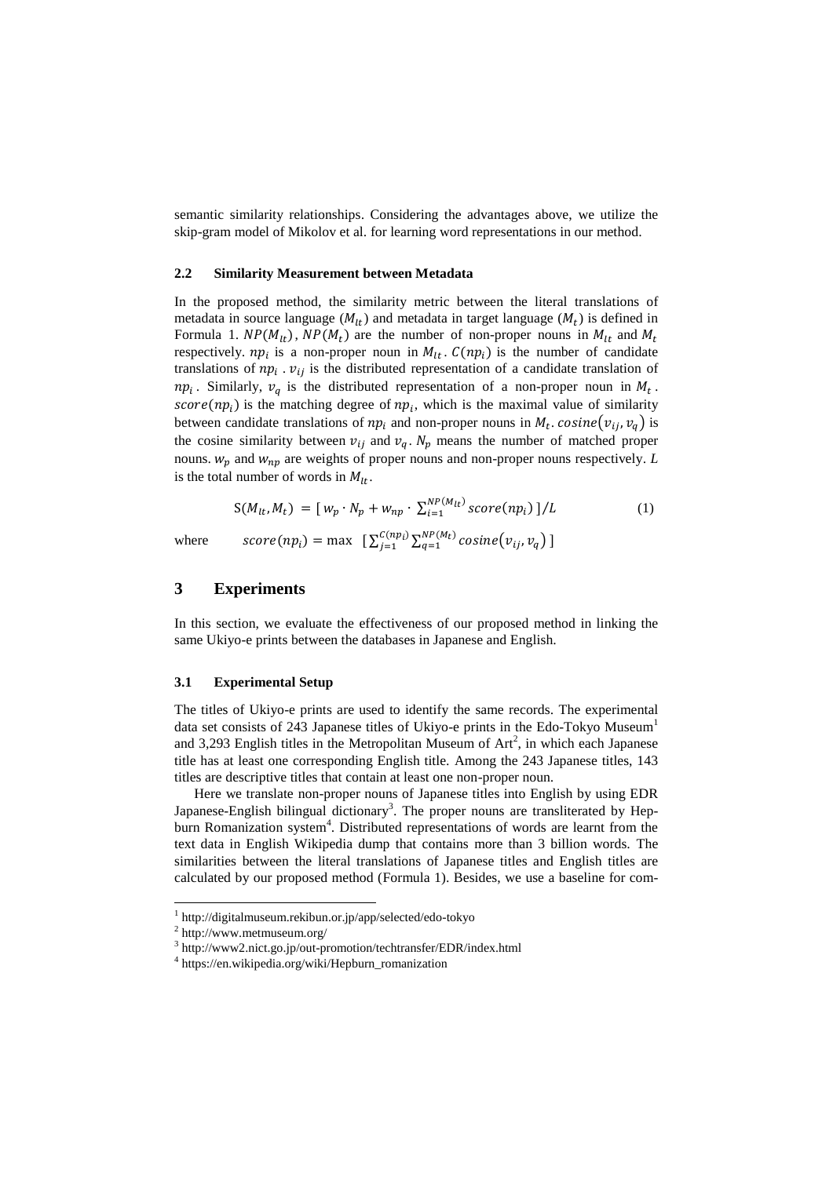semantic similarity relationships. Considering the advantages above, we utilize the skip-gram model of Mikolov et al. for learning word representations in our method.

### 2.2 Similarity Measurement between Metadata

In the proposed method, the similarity metric between the literal translations of metadata in source language ($M_{lt}$) and metadata in target language ($M_t$) is defined in Formula 1. $NP(M_{lt})$, $NP(M_t)$ are the number of non-proper nouns in $M_{lt}$ and $M_t$ respectively. $np_i$ is a non-proper noun in $M_{lt}$. $C(np_i)$ is the number of candidate translations of $np_i$. $v_{ij}$ is the distributed representation of a candidate translation of $np_i$. Similarly, $v_q$ is the distributed representation of a non-proper noun in $M_t$. $score(np_i)$ is the matching degree of $np_i$, which is the maximal value of similarity between candidate translations of $np_i$ and non-proper nouns in $M_t$. $cosine(v_{ij}, v_q)$ is the cosine similarity between $v_{ij}$ and $v_q$. $N_p$ means the number of matched proper nouns. $w_p$ and $w_{np}$ are weights of proper nouns and non-proper nouns respectively. $L$ is the total number of words in $M_{lt}$.

$$S(M_{lt}, M_t) = [\, w_p \cdot N_p + w_{np} \cdot \sum_{i=1}^{NP(M_{lt})} score(np_i) \,]/L \quad (1)$$

where $$score(np_i) = \max \; [\sum_{j=1}^{C(np_i)} \sum_{q=1}^{NP(M_t)} cosine(v_{ij}, v_q)\,]$$

## 3 Experiments

In this section, we evaluate the effectiveness of our proposed method in linking the same Ukiyo-e prints between the databases in Japanese and English.

### 3.1 Experimental Setup

The titles of Ukiyo-e prints are used to identify the same records. The experimental data set consists of 243 Japanese titles of Ukiyo-e prints in the Edo-Tokyo Museum[1] and 3,293 English titles in the Metropolitan Museum of Art[2], in which each Japanese title has at least one corresponding English title. Among the 243 Japanese titles, 143 titles are descriptive titles that contain at least one non-proper noun.

Here we translate non-proper nouns of Japanese titles into English by using EDR Japanese-English bilingual dictionary[3]. The proper nouns are transliterated by Hepburn Romanization system[4]. Distributed representations of words are learnt from the text data in English Wikipedia dump that contains more than 3 billion words. The similarities between the literal translations of Japanese titles and English titles are calculated by our proposed method (Formula 1). Besides, we use a baseline for com-

[1] http://digitalmuseum.rekibun.or.jp/app/selected/edo-tokyo
[2] http://www.metmuseum.org/
[3] http://www2.nict.go.jp/out-promotion/techtransfer/EDR/index.html
[4] https://en.wikipedia.org/wiki/Hepburn_romanization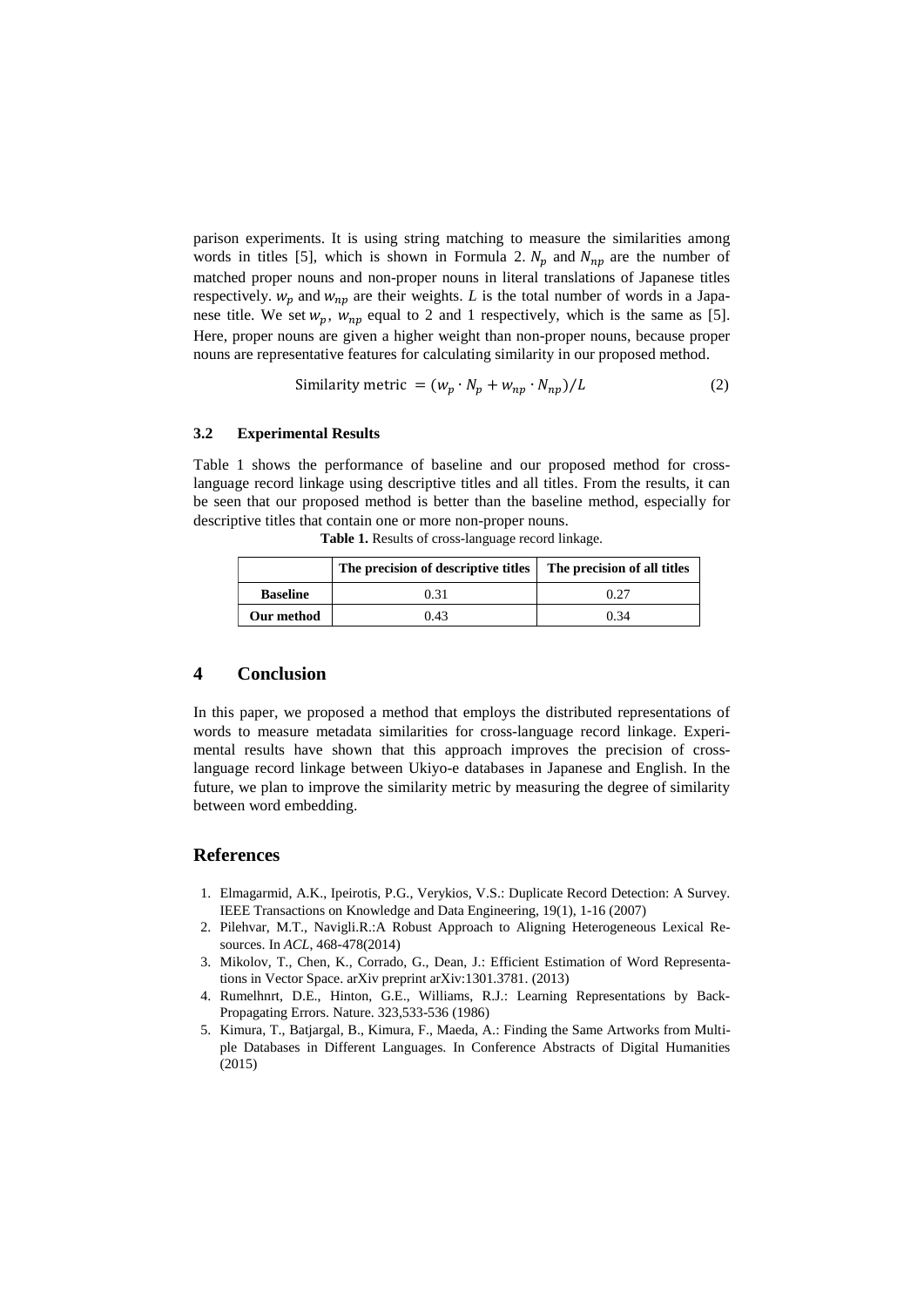parison experiments. It is using string matching to measure the similarities among words in titles [5], which is shown in Formula 2. $N_p$ and $N_{np}$ are the number of matched proper nouns and non-proper nouns in literal translations of Japanese titles respectively. $w_p$ and $w_{np}$ are their weights. $L$ is the total number of words in a Japanese title. We set $w_p$, $w_{np}$ equal to 2 and 1 respectively, which is the same as [5]. Here, proper nouns are given a higher weight than non-proper nouns, because proper nouns are representative features for calculating similarity in our proposed method.

$$\text{Similarity metric } = (w_p \cdot N_p + w_{np} \cdot N_{np})/L \tag{2}$$

### 3.2 Experimental Results

Table 1 shows the performance of baseline and our proposed method for cross-language record linkage using descriptive titles and all titles. From the results, it can be seen that our proposed method is better than the baseline method, especially for descriptive titles that contain one or more non-proper nouns.

**Table 1.** Results of cross-language record linkage.

| | The precision of descriptive titles | The precision of all titles |
|---|---|---|
| **Baseline** | 0.31 | 0.27 |
| **Our method** | 0.43 | 0.34 |

## 4 Conclusion

In this paper, we proposed a method that employs the distributed representations of words to measure metadata similarities for cross-language record linkage. Experimental results have shown that this approach improves the precision of cross-language record linkage between Ukiyo-e databases in Japanese and English. In the future, we plan to improve the similarity metric by measuring the degree of similarity between word embedding.

## References

1. Elmagarmid, A.K., Ipeirotis, P.G., Verykios, V.S.: Duplicate Record Detection: A Survey. IEEE Transactions on Knowledge and Data Engineering, 19(1), 1-16 (2007)
2. Pilehvar, M.T., Navigli.R.:A Robust Approach to Aligning Heterogeneous Lexical Resources. In *ACL*, 468-478(2014)
3. Mikolov, T., Chen, K., Corrado, G., Dean, J.: Efficient Estimation of Word Representations in Vector Space. arXiv preprint arXiv:1301.3781. (2013)
4. Rumelhnrt, D.E., Hinton, G.E., Williams, R.J.: Learning Representations by Back-Propagating Errors. Nature. 323,533-536 (1986)
5. Kimura, T., Batjargal, B., Kimura, F., Maeda, A.: Finding the Same Artworks from Multiple Databases in Different Languages. In Conference Abstracts of Digital Humanities (2015)